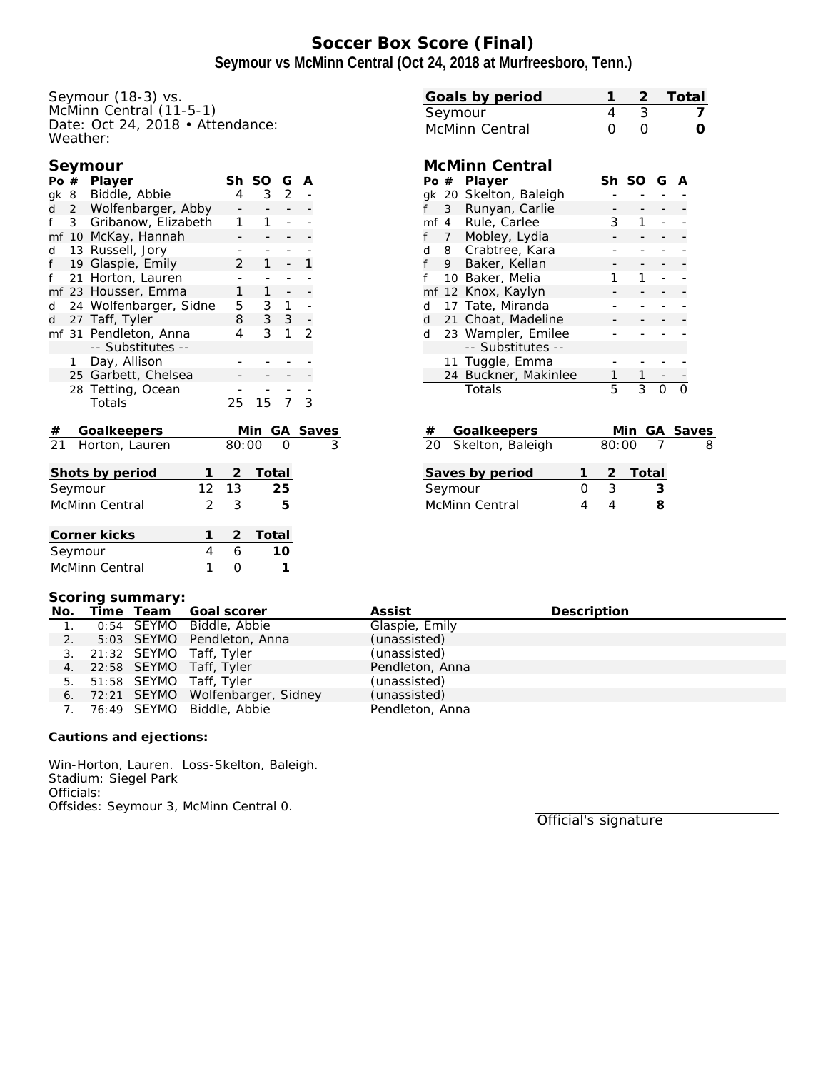# Soccer Box Score (Final)

## Seymour vs McMinn Central (Oct 24, 2018 at Murfreesboro, Tenn.)

Seymour (18-3) vs.
McMinn Central (11-5-1)
Date: Oct 24, 2018 • Attendance:
Weather:

| Goals by period | 1 | 2 | Total |
|---|---|---|---|
| Seymour | 4 | 3 | **7** |
| McMinn Central | 0 | 0 | **0** |

### Seymour

| Po | # | Player | Sh | SO | G | A |
|---|---|---|---|---|---|---|
| gk | 8 | Biddle, Abbie | 4 | 3 | 2 | - |
| d | 2 | Wolfenbarger, Abby | - | - | - | - |
| f | 3 | Gribanow, Elizabeth | 1 | 1 | - | - |
| mf | 10 | McKay, Hannah | - | - | - | - |
| d | 13 | Russell, Jory | - | - | - | - |
| f | 19 | Glaspie, Emily | 2 | 1 | - | 1 |
| f | 21 | Horton, Lauren | - | - | - | - |
| mf | 23 | Housser, Emma | 1 | 1 | - | - |
| d | 24 | Wolfenbarger, Sidne | 5 | 3 | 1 | - |
| d | 27 | Taff, Tyler | 8 | 3 | 3 | - |
| mf | 31 | Pendleton, Anna | 4 | 3 | 1 | 2 |
| | | -- Substitutes -- | | | | |
| | 1 | Day, Allison | - | - | - | - |
| | 25 | Garbett, Chelsea | - | - | - | - |
| | 28 | Tetting, Ocean | - | - | - | - |
| | | Totals | 25 | 15 | 7 | 3 |

| # | Goalkeepers | Min | GA | Saves |
|---|---|---|---|---|
| 21 | Horton, Lauren | 80:00 | 0 | 3 |

| Shots by period | 1 | 2 | Total |
|---|---|---|---|
| Seymour | 12 | 13 | **25** |
| McMinn Central | 2 | 3 | **5** |

| Corner kicks | 1 | 2 | Total |
|---|---|---|---|
| Seymour | 4 | 6 | **10** |
| McMinn Central | 1 | 0 | **1** |

### McMinn Central

| Po | # | Player | Sh | SO | G | A |
|---|---|---|---|---|---|---|
| gk | 20 | Skelton, Baleigh | - | - | - | - |
| f | 3 | Runyan, Carlie | - | - | - | - |
| mf | 4 | Rule, Carlee | 3 | 1 | - | - |
| f | 7 | Mobley, Lydia | - | - | - | - |
| d | 8 | Crabtree, Kara | - | - | - | - |
| f | 9 | Baker, Kellan | - | - | - | - |
| f | 10 | Baker, Melia | 1 | 1 | - | - |
| mf | 12 | Knox, Kaylyn | - | - | - | - |
| d | 17 | Tate, Miranda | - | - | - | - |
| d | 21 | Choat, Madeline | - | - | - | - |
| d | 23 | Wampler, Emilee | - | - | - | - |
| | | -- Substitutes -- | | | | |
| | 11 | Tuggle, Emma | - | - | - | - |
| | 24 | Buckner, Makinlee | 1 | 1 | - | - |
| | | Totals | 5 | 3 | 0 | 0 |

| # | Goalkeepers | Min | GA | Saves |
|---|---|---|---|---|
| 20 | Skelton, Baleigh | 80:00 | 7 | 8 |

| Saves by period | 1 | 2 | Total |
|---|---|---|---|
| Seymour | 0 | 3 | **3** |
| McMinn Central | 4 | 4 | **8** |

### Scoring summary:

| No. | Time | Team | Goal scorer | Assist | Description |
|---|---|---|---|---|---|
| 1. | 0:54 | SEYMO | Biddle, Abbie | Glaspie, Emily | |
| 2. | 5:03 | SEYMO | Pendleton, Anna | (unassisted) | |
| 3. | 21:32 | SEYMO | Taff, Tyler | (unassisted) | |
| 4. | 22:58 | SEYMO | Taff, Tyler | Pendleton, Anna | |
| 5. | 51:58 | SEYMO | Taff, Tyler | (unassisted) | |
| 6. | 72:21 | SEYMO | Wolfenbarger, Sidney | (unassisted) | |
| 7. | 76:49 | SEYMO | Biddle, Abbie | Pendleton, Anna | |

**Cautions and ejections:**

Win-Horton, Lauren. Loss-Skelton, Baleigh.
Stadium: Siegel Park
Officials:
Offsides: Seymour 3, McMinn Central 0.

Official's signature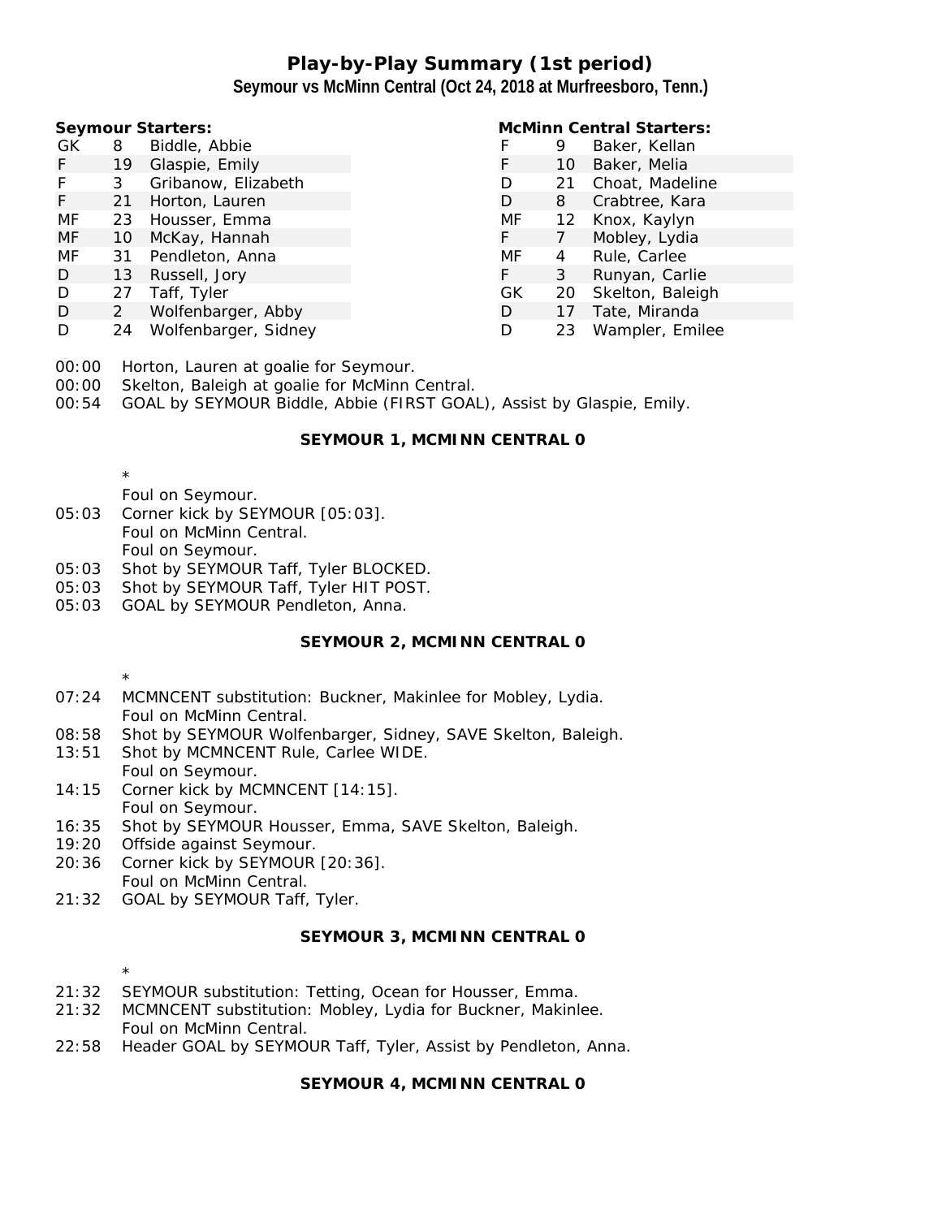# Play-by-Play Summary (1st period)

## Seymour vs McMinn Central (Oct 24, 2018 at Murfreesboro, Tenn.)

**Seymour Starters:**

| | | |
|---|---|---|
| GK | 8 | Biddle, Abbie |
| F | 19 | Glaspie, Emily |
| F | 3 | Gribanow, Elizabeth |
| F | 21 | Horton, Lauren |
| MF | 23 | Housser, Emma |
| MF | 10 | McKay, Hannah |
| MF | 31 | Pendleton, Anna |
| D | 13 | Russell, Jory |
| D | 27 | Taff, Tyler |
| D | 2 | Wolfenbarger, Abby |
| D | 24 | Wolfenbarger, Sidney |

**McMinn Central Starters:**

| | | |
|---|---|---|
| F | 9 | Baker, Kellan |
| F | 10 | Baker, Melia |
| D | 21 | Choat, Madeline |
| D | 8 | Crabtree, Kara |
| MF | 12 | Knox, Kaylyn |
| F | 7 | Mobley, Lydia |
| MF | 4 | Rule, Carlee |
| F | 3 | Runyan, Carlie |
| GK | 20 | Skelton, Baleigh |
| D | 17 | Tate, Miranda |
| D | 23 | Wampler, Emilee |

00:00 Horton, Lauren at goalie for Seymour.
00:00 Skelton, Baleigh at goalie for McMinn Central.
00:54 GOAL by SEYMOUR Biddle, Abbie (FIRST GOAL), Assist by Glaspie, Emily.

**SEYMOUR 1, MCMINN CENTRAL 0**

*

Foul on Seymour.
05:03 Corner kick by SEYMOUR [05:03].
Foul on McMinn Central.
Foul on Seymour.
05:03 Shot by SEYMOUR Taff, Tyler BLOCKED.
05:03 Shot by SEYMOUR Taff, Tyler HIT POST.
05:03 GOAL by SEYMOUR Pendleton, Anna.

**SEYMOUR 2, MCMINN CENTRAL 0**

*

07:24 MCMNCENT substitution: Buckner, Makinlee for Mobley, Lydia.
Foul on McMinn Central.
08:58 Shot by SEYMOUR Wolfenbarger, Sidney, SAVE Skelton, Baleigh.
13:51 Shot by MCMNCENT Rule, Carlee WIDE.
Foul on Seymour.
14:15 Corner kick by MCMNCENT [14:15].
Foul on Seymour.
16:35 Shot by SEYMOUR Housser, Emma, SAVE Skelton, Baleigh.
19:20 Offside against Seymour.
20:36 Corner kick by SEYMOUR [20:36].
Foul on McMinn Central.
21:32 GOAL by SEYMOUR Taff, Tyler.

**SEYMOUR 3, MCMINN CENTRAL 0**

*

21:32 SEYMOUR substitution: Tetting, Ocean for Housser, Emma.
21:32 MCMNCENT substitution: Mobley, Lydia for Buckner, Makinlee.
Foul on McMinn Central.
22:58 Header GOAL by SEYMOUR Taff, Tyler, Assist by Pendleton, Anna.

**SEYMOUR 4, MCMINN CENTRAL 0**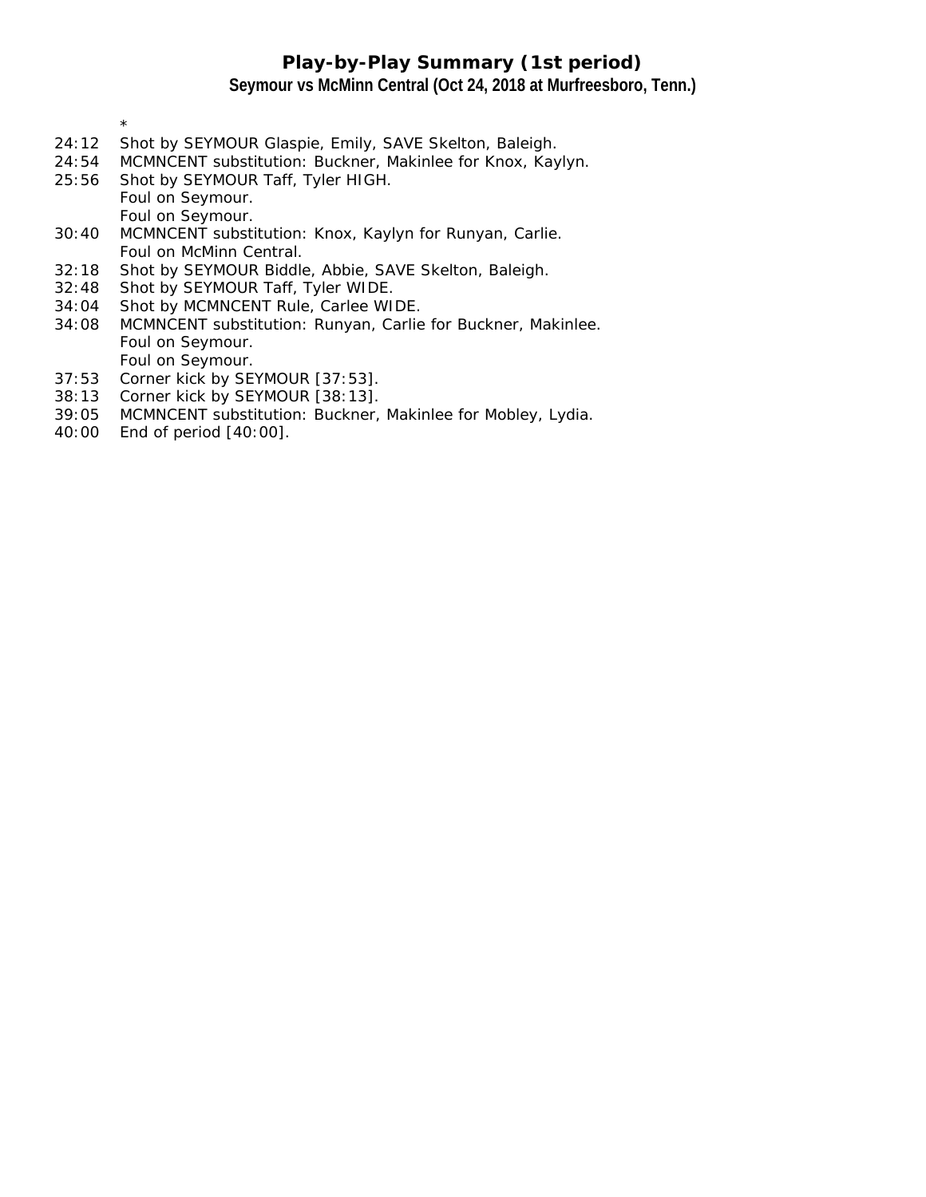# Play-by-Play Summary (1st period)

**Seymour vs McMinn Central (Oct 24, 2018 at Murfreesboro, Tenn.)**

*

| | |
|---|---|
| 24:12 | Shot by SEYMOUR Glaspie, Emily, SAVE Skelton, Baleigh. |
| 24:54 | MCMNCENT substitution: Buckner, Makinlee for Knox, Kaylyn. |
| 25:56 | Shot by SEYMOUR Taff, Tyler HIGH. |
| | Foul on Seymour. |
| | Foul on Seymour. |
| 30:40 | MCMNCENT substitution: Knox, Kaylyn for Runyan, Carlie. |
| | Foul on McMinn Central. |
| 32:18 | Shot by SEYMOUR Biddle, Abbie, SAVE Skelton, Baleigh. |
| 32:48 | Shot by SEYMOUR Taff, Tyler WIDE. |
| 34:04 | Shot by MCMNCENT Rule, Carlee WIDE. |
| 34:08 | MCMNCENT substitution: Runyan, Carlie for Buckner, Makinlee. |
| | Foul on Seymour. |
| | Foul on Seymour. |
| 37:53 | Corner kick by SEYMOUR [37:53]. |
| 38:13 | Corner kick by SEYMOUR [38:13]. |
| 39:05 | MCMNCENT substitution: Buckner, Makinlee for Mobley, Lydia. |
| 40:00 | End of period [40:00]. |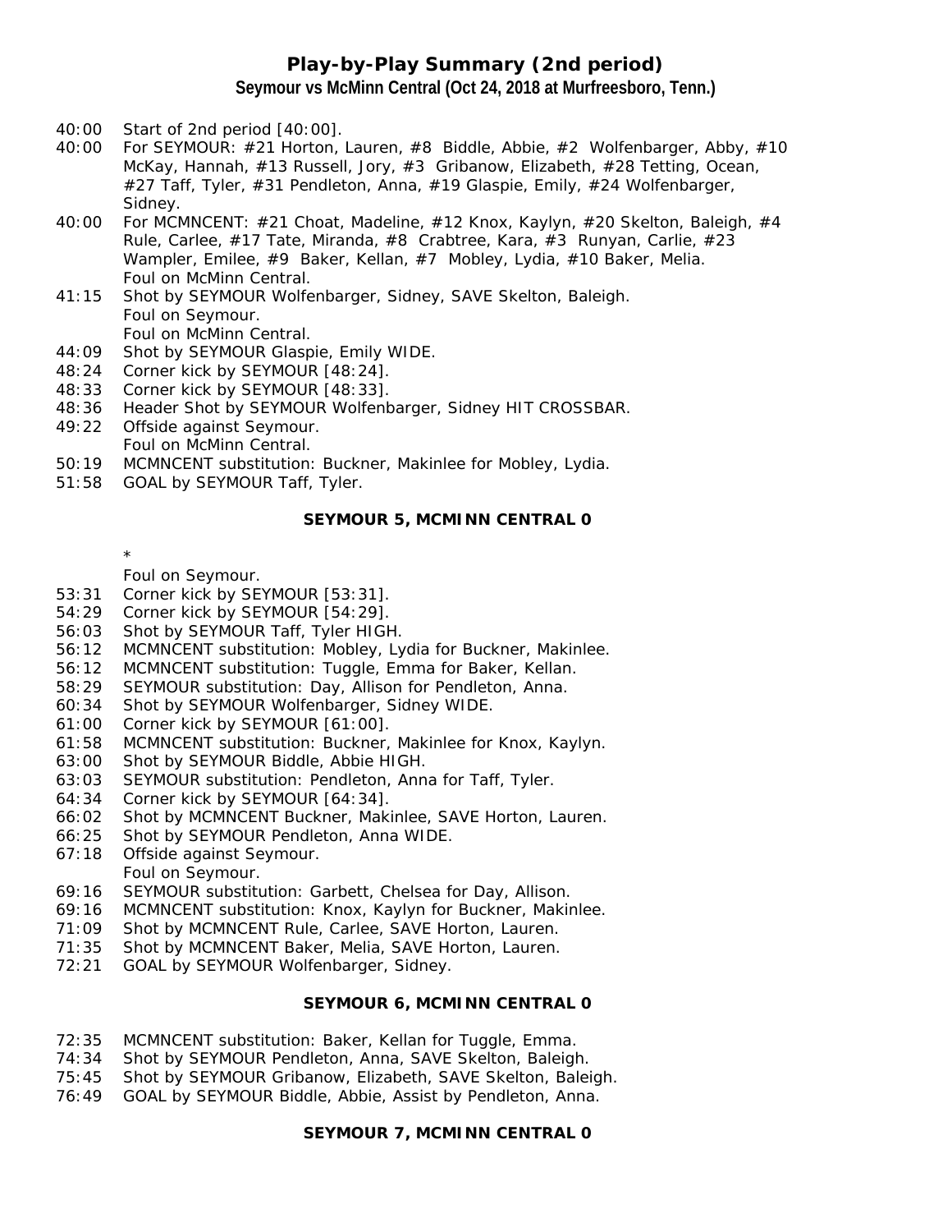# Play-by-Play Summary (2nd period)

**Seymour vs McMinn Central (Oct 24, 2018 at Murfreesboro, Tenn.)**

- 40:00 Start of 2nd period [40:00].
- 40:00 For SEYMOUR: #21 Horton, Lauren, #8 Biddle, Abbie, #2 Wolfenbarger, Abby, #10 McKay, Hannah, #13 Russell, Jory, #3 Gribanow, Elizabeth, #28 Tetting, Ocean, #27 Taff, Tyler, #31 Pendleton, Anna, #19 Glaspie, Emily, #24 Wolfenbarger, Sidney.
- 40:00 For MCMNCENT: #21 Choat, Madeline, #12 Knox, Kaylyn, #20 Skelton, Baleigh, #4 Rule, Carlee, #17 Tate, Miranda, #8 Crabtree, Kara, #3 Runyan, Carlie, #23 Wampler, Emilee, #9 Baker, Kellan, #7 Mobley, Lydia, #10 Baker, Melia.
  Foul on McMinn Central.
- 41:15 Shot by SEYMOUR Wolfenbarger, Sidney, SAVE Skelton, Baleigh.
  Foul on Seymour.
  Foul on McMinn Central.
- 44:09 Shot by SEYMOUR Glaspie, Emily WIDE.
- 48:24 Corner kick by SEYMOUR [48:24].
- 48:33 Corner kick by SEYMOUR [48:33].
- 48:36 Header Shot by SEYMOUR Wolfenbarger, Sidney HIT CROSSBAR.
- 49:22 Offside against Seymour.
  Foul on McMinn Central.
- 50:19 MCMNCENT substitution: Buckner, Makinlee for Mobley, Lydia.
- 51:58 GOAL by SEYMOUR Taff, Tyler.

**SEYMOUR 5, MCMINN CENTRAL 0**

\*
  Foul on Seymour.
- 53:31 Corner kick by SEYMOUR [53:31].
- 54:29 Corner kick by SEYMOUR [54:29].
- 56:03 Shot by SEYMOUR Taff, Tyler HIGH.
- 56:12 MCMNCENT substitution: Mobley, Lydia for Buckner, Makinlee.
- 56:12 MCMNCENT substitution: Tuggle, Emma for Baker, Kellan.
- 58:29 SEYMOUR substitution: Day, Allison for Pendleton, Anna.
- 60:34 Shot by SEYMOUR Wolfenbarger, Sidney WIDE.
- 61:00 Corner kick by SEYMOUR [61:00].
- 61:58 MCMNCENT substitution: Buckner, Makinlee for Knox, Kaylyn.
- 63:00 Shot by SEYMOUR Biddle, Abbie HIGH.
- 63:03 SEYMOUR substitution: Pendleton, Anna for Taff, Tyler.
- 64:34 Corner kick by SEYMOUR [64:34].
- 66:02 Shot by MCMNCENT Buckner, Makinlee, SAVE Horton, Lauren.
- 66:25 Shot by SEYMOUR Pendleton, Anna WIDE.
- 67:18 Offside against Seymour.
  Foul on Seymour.
- 69:16 SEYMOUR substitution: Garbett, Chelsea for Day, Allison.
- 69:16 MCMNCENT substitution: Knox, Kaylyn for Buckner, Makinlee.
- 71:09 Shot by MCMNCENT Rule, Carlee, SAVE Horton, Lauren.
- 71:35 Shot by MCMNCENT Baker, Melia, SAVE Horton, Lauren.
- 72:21 GOAL by SEYMOUR Wolfenbarger, Sidney.

**SEYMOUR 6, MCMINN CENTRAL 0**

- 72:35 MCMNCENT substitution: Baker, Kellan for Tuggle, Emma.
- 74:34 Shot by SEYMOUR Pendleton, Anna, SAVE Skelton, Baleigh.
- 75:45 Shot by SEYMOUR Gribanow, Elizabeth, SAVE Skelton, Baleigh.
- 76:49 GOAL by SEYMOUR Biddle, Abbie, Assist by Pendleton, Anna.

**SEYMOUR 7, MCMINN CENTRAL 0**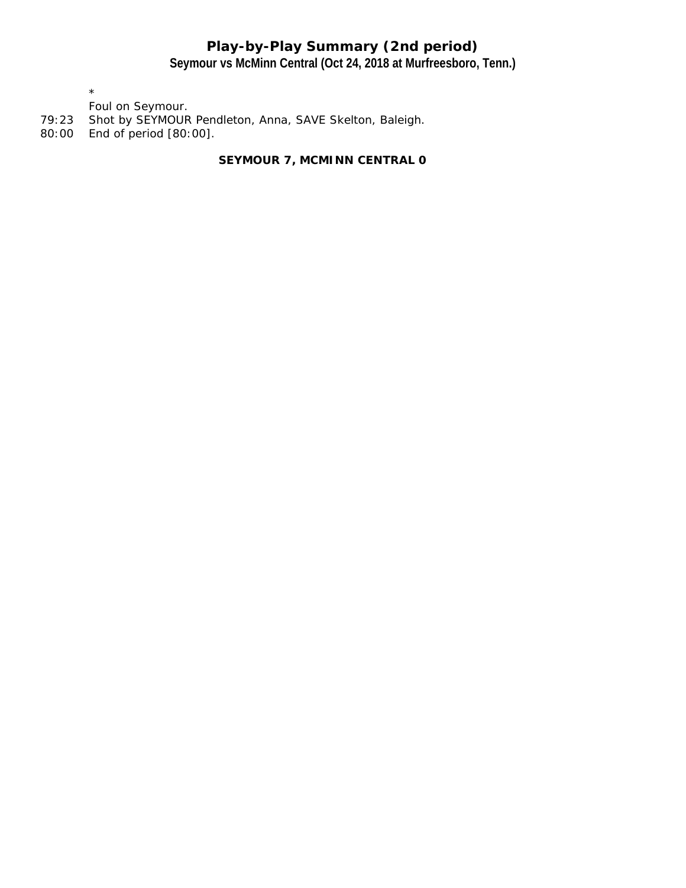# Play-by-Play Summary (2nd period)

**Seymour vs McMinn Central (Oct 24, 2018 at Murfreesboro, Tenn.)**

| | |
|---|---|
| | * |
| | Foul on Seymour. |
| 79:23 | Shot by SEYMOUR Pendleton, Anna, SAVE Skelton, Baleigh. |
| 80:00 | End of period [80:00]. |

**SEYMOUR 7, MCMINN CENTRAL 0**